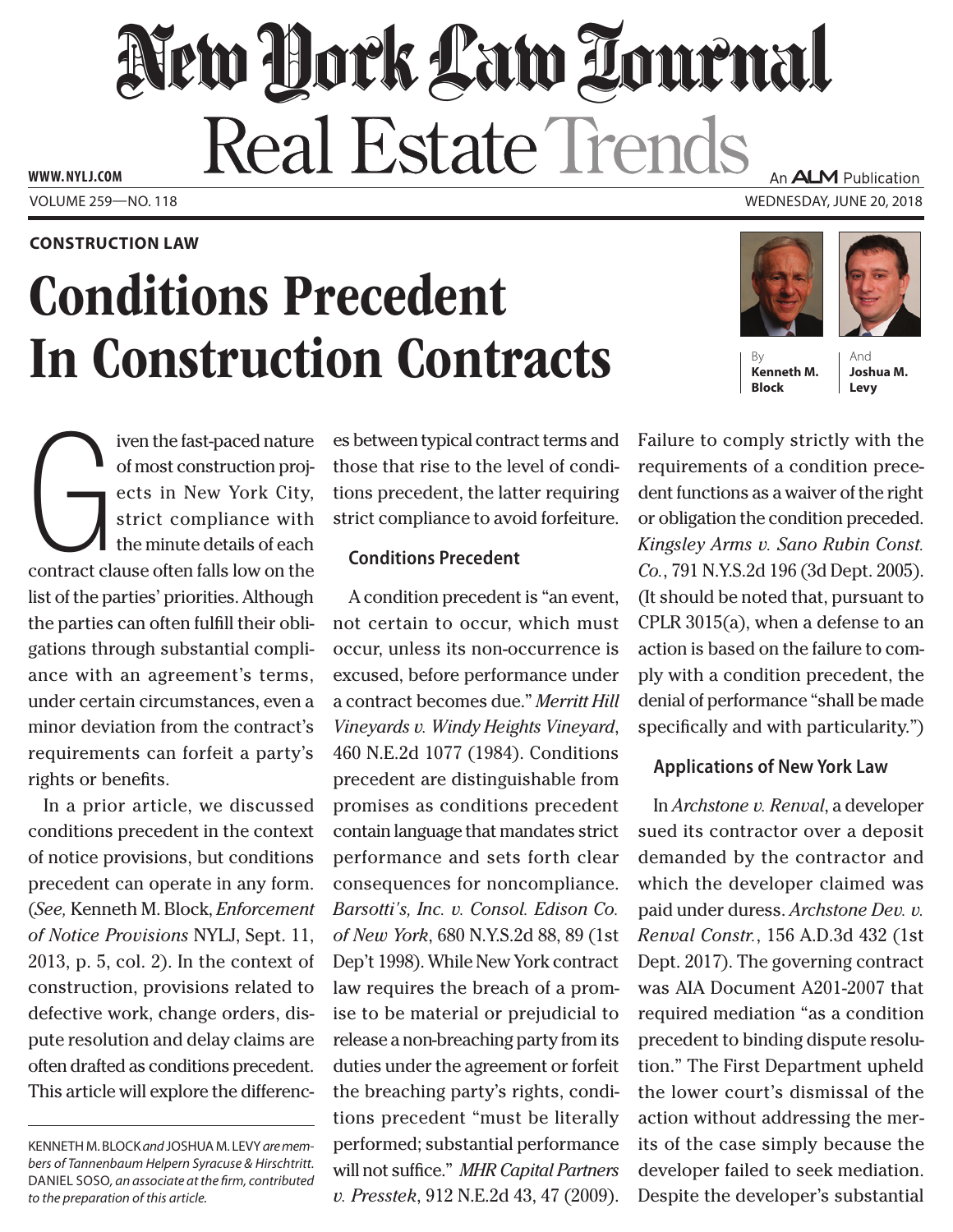CONSTRUCTION LAW

# Conditions Precedent In Construction Contracts

By **Kenneth M. Block** And **Joshua M. Levy**

Given the fast-paced nature of most construction projects in New York City, strict compliance with the minute details of each contract clause often falls low on the list of the parties' priorities. Although the parties can often fulfill their obligations through substantial compliance with an agreement's terms, under certain circumstances, even a minor deviation from the contract's requirements can forfeit a party's rights or benefits.

In a prior article, we discussed conditions precedent in the context of notice provisions, but conditions precedent can operate in any form. (*See,* Kenneth M. Block, *Enforcement of Notice Provisions* NYLJ, Sept. 11, 2013, p. 5, col. 2). In the context of construction, provisions related to defective work, change orders, dispute resolution and delay claims are often drafted as conditions precedent. This article will explore the differences between typical contract terms and those that rise to the level of conditions precedent, the latter requiring strict compliance to avoid forfeiture.

KENNETH M. BLOCK *and* JOSHUA M. LEVY *are members of Tannenbaum Helpern Syracuse & Hirschtritt.* DANIEL SOSO, *an associate at the firm, contributed to the preparation of this article.*

### Conditions Precedent

A condition precedent is "an event, not certain to occur, which must occur, unless its non-occurrence is excused, before performance under a contract becomes due." *Merritt Hill Vineyards v. Windy Heights Vineyard*, 460 N.E.2d 1077 (1984). Conditions precedent are distinguishable from promises as conditions precedent contain language that mandates strict performance and sets forth clear consequences for noncompliance. *Barsotti's, Inc. v. Consol. Edison Co. of New York*, 680 N.Y.S.2d 88, 89 (1st Dep't 1998). While New York contract law requires the breach of a promise to be material or prejudicial to release a non-breaching party from its duties under the agreement or forfeit the breaching party's rights, conditions precedent "must be literally performed; substantial performance will not suffice." *MHR Capital Partners v. Presstek*, 912 N.E.2d 43, 47 (2009). Failure to comply strictly with the requirements of a condition precedent functions as a waiver of the right or obligation the condition preceded. *Kingsley Arms v. Sano Rubin Const. Co.*, 791 N.Y.S.2d 196 (3d Dept. 2005). (It should be noted that, pursuant to CPLR 3015(a), when a defense to an action is based on the failure to comply with a condition precedent, the denial of performance "shall be made specifically and with particularity.")

### Applications of New York Law

In *Archstone v. Renval*, a developer sued its contractor over a deposit demanded by the contractor and which the developer claimed was paid under duress. *Archstone Dev. v. Renval Constr.*, 156 A.D.3d 432 (1st Dept. 2017). The governing contract was AIA Document A201-2007 that required mediation "as a condition precedent to binding dispute resolution." The First Department upheld the lower court's dismissal of the action without addressing the merits of the case simply because the developer failed to seek mediation. Despite the developer's substantial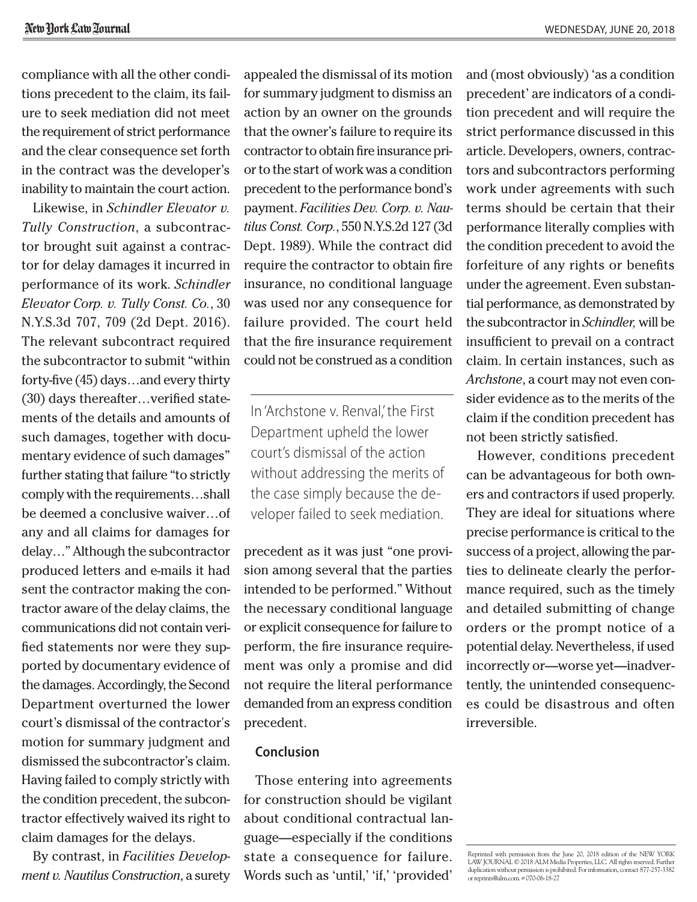compliance with all the other conditions precedent to the claim, its failure to seek mediation did not meet the requirement of strict performance and the clear consequence set forth in the contract was the developer's inability to maintain the court action.

Likewise, in *Schindler Elevator v. Tully Construction*, a subcontractor brought suit against a contractor for delay damages it incurred in performance of its work. *Schindler Elevator Corp. v. Tully Const. Co.*, 30 N.Y.S.3d 707, 709 (2d Dept. 2016). The relevant subcontract required the subcontractor to submit "within forty-five (45) days…and every thirty (30) days thereafter…verified statements of the details and amounts of such damages, together with documentary evidence of such damages" further stating that failure "to strictly comply with the requirements…shall be deemed a conclusive waiver…of any and all claims for damages for delay…" Although the subcontractor produced letters and e-mails it had sent the contractor making the contractor aware of the delay claims, the communications did not contain verified statements nor were they supported by documentary evidence of the damages. Accordingly, the Second Department overturned the lower court's dismissal of the contractor's motion for summary judgment and dismissed the subcontractor's claim. Having failed to comply strictly with the condition precedent, the subcontractor effectively waived its right to claim damages for the delays.

By contrast, in *Facilities Development v. Nautilus Construction*, a surety appealed the dismissal of its motion for summary judgment to dismiss an action by an owner on the grounds that the owner's failure to require its contractor to obtain fire insurance prior to the start of work was a condition precedent to the performance bond's payment. *Facilities Dev. Corp. v. Nautilus Const. Corp.*, 550 N.Y.S.2d 127 (3d Dept. 1989). While the contract did require the contractor to obtain fire insurance, no conditional language was used nor any consequence for failure provided. The court held that the fire insurance requirement could not be construed as a condition precedent as it was just "one provision among several that the parties intended to be performed." Without the necessary conditional language or explicit consequence for failure to perform, the fire insurance requirement was only a promise and did not require the literal performance demanded from an express condition precedent.

> In 'Archstone v. Renval,' the First Department upheld the lower court's dismissal of the action without addressing the merits of the case simply because the developer failed to seek mediation.

## Conclusion

Those entering into agreements for construction should be vigilant about conditional contractual language—especially if the conditions state a consequence for failure. Words such as 'until,' 'if,' 'provided' and (most obviously) 'as a condition precedent' are indicators of a condition precedent and will require the strict performance discussed in this article. Developers, owners, contractors and subcontractors performing work under agreements with such terms should be certain that their performance literally complies with the condition precedent to avoid the forfeiture of any rights or benefits under the agreement. Even substantial performance, as demonstrated by the subcontractor in *Schindler,* will be insufficient to prevail on a contract claim. In certain instances, such as *Archstone*, a court may not even consider evidence as to the merits of the claim if the condition precedent has not been strictly satisfied.

However, conditions precedent can be advantageous for both owners and contractors if used properly. They are ideal for situations where precise performance is critical to the success of a project, allowing the parties to delineate clearly the performance required, such as the timely and detailed submitting of change orders or the prompt notice of a potential delay. Nevertheless, if used incorrectly or—worse yet—inadvertently, the unintended consequences could be disastrous and often irreversible.

Reprinted with permission from the June 20, 2018 edition of the NEW YORK LAW JOURNAL © 2018 ALM Media Properties, LLC. All rights reserved. Further duplication without permission is prohibited. For information, contact 877-257-3382 or reprints@alm.com. # 070-06-18-27